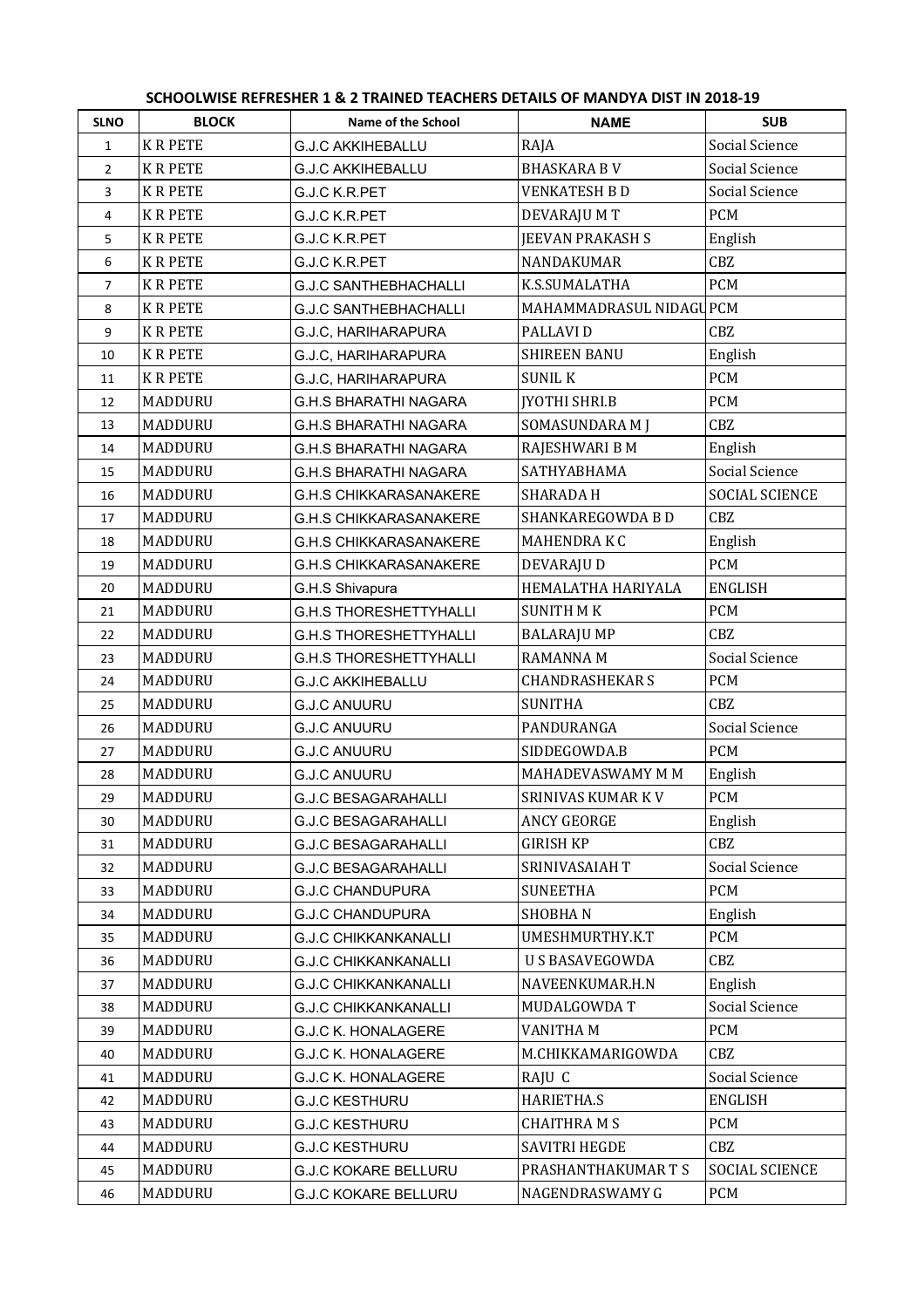**SCHOOLWISE REFRESHER 1 & 2 TRAINED TEACHERS DETAILS OF MANDYA DIST IN 2018-19**

| SLNO | BLOCK | Name of the School | NAME | SUB |
|---|---|---|---|---|
| 1 | K R PETE | G.J.C AKKIHEBALLU | RAJA | Social Science |
| 2 | K R PETE | G.J.C AKKIHEBALLU | BHASKARA B V | Social Science |
| 3 | K R PETE | G.J.C K.R.PET | VENKATESH B D | Social Science |
| 4 | K R PETE | G.J.C K.R.PET | DEVARAJU M T | PCM |
| 5 | K R PETE | G.J.C K.R.PET | JEEVAN PRAKASH S | English |
| 6 | K R PETE | G.J.C K.R.PET | NANDAKUMAR | CBZ |
| 7 | K R PETE | G.J.C SANTHEBHACHALLI | K.S.SUMALATHA | PCM |
| 8 | K R PETE | G.J.C SANTHEBHACHALLI | MAHAMMADRASUL NIDAGU | PCM |
| 9 | K R PETE | G.J.C, HARIHARAPURA | PALLAVI D | CBZ |
| 10 | K R PETE | G.J.C, HARIHARAPURA | SHIREEN BANU | English |
| 11 | K R PETE | G.J.C, HARIHARAPURA | SUNIL K | PCM |
| 12 | MADDURU | G.H.S BHARATHI NAGARA | JYOTHI SHRI.B | PCM |
| 13 | MADDURU | G.H.S BHARATHI NAGARA | SOMASUNDARA M J | CBZ |
| 14 | MADDURU | G.H.S BHARATHI NAGARA | RAJESHWARI B M | English |
| 15 | MADDURU | G.H.S BHARATHI NAGARA | SATHYABHAMA | Social Science |
| 16 | MADDURU | G.H.S CHIKKARASANAKERE | SHARADA H | SOCIAL SCIENCE |
| 17 | MADDURU | G.H.S CHIKKARASANAKERE | SHANKAREGOWDA B D | CBZ |
| 18 | MADDURU | G.H.S CHIKKARASANAKERE | MAHENDRA K C | English |
| 19 | MADDURU | G.H.S CHIKKARASANAKERE | DEVARAJU D | PCM |
| 20 | MADDURU | G.H.S Shivapura | HEMALATHA HARIYALA | ENGLISH |
| 21 | MADDURU | G.H.S THORESHETTYHALLI | SUNITH M K | PCM |
| 22 | MADDURU | G.H.S THORESHETTYHALLI | BALARAJU MP | CBZ |
| 23 | MADDURU | G.H.S THORESHETTYHALLI | RAMANNA M | Social Science |
| 24 | MADDURU | G.J.C AKKIHEBALLU | CHANDRASHEKAR S | PCM |
| 25 | MADDURU | G.J.C ANUURU | SUNITHA | CBZ |
| 26 | MADDURU | G.J.C ANUURU | PANDURANGA | Social Science |
| 27 | MADDURU | G.J.C ANUURU | SIDDEGOWDA.B | PCM |
| 28 | MADDURU | G.J.C ANUURU | MAHADEVASWAMY M M | English |
| 29 | MADDURU | G.J.C BESAGARAHALLI | SRINIVAS KUMAR K V | PCM |
| 30 | MADDURU | G.J.C BESAGARAHALLI | ANCY GEORGE | English |
| 31 | MADDURU | G.J.C BESAGARAHALLI | GIRISH KP | CBZ |
| 32 | MADDURU | G.J.C BESAGARAHALLI | SRINIVASAIAH T | Social Science |
| 33 | MADDURU | G.J.C CHANDUPURA | SUNEETHA | PCM |
| 34 | MADDURU | G.J.C CHANDUPURA | SHOBHA N | English |
| 35 | MADDURU | G.J.C CHIKKANKANALLI | UMESHMURTHY.K.T | PCM |
| 36 | MADDURU | G.J.C CHIKKANKANALLI | U S BASAVEGOWDA | CBZ |
| 37 | MADDURU | G.J.C CHIKKANKANALLI | NAVEENKUMAR.H.N | English |
| 38 | MADDURU | G.J.C CHIKKANKANALLI | MUDALGOWDA T | Social Science |
| 39 | MADDURU | G.J.C K. HONALAGERE | VANITHA M | PCM |
| 40 | MADDURU | G.J.C K. HONALAGERE | M.CHIKKAMARIGOWDA | CBZ |
| 41 | MADDURU | G.J.C K. HONALAGERE | RAJU C | Social Science |
| 42 | MADDURU | G.J.C KESTHURU | HARIETHA.S | ENGLISH |
| 43 | MADDURU | G.J.C KESTHURU | CHAITHRA M S | PCM |
| 44 | MADDURU | G.J.C KESTHURU | SAVITRI HEGDE | CBZ |
| 45 | MADDURU | G.J.C KOKARE BELLURU | PRASHANTHAKUMAR T S | SOCIAL SCIENCE |
| 46 | MADDURU | G.J.C KOKARE BELLURU | NAGENDRASWAMY G | PCM |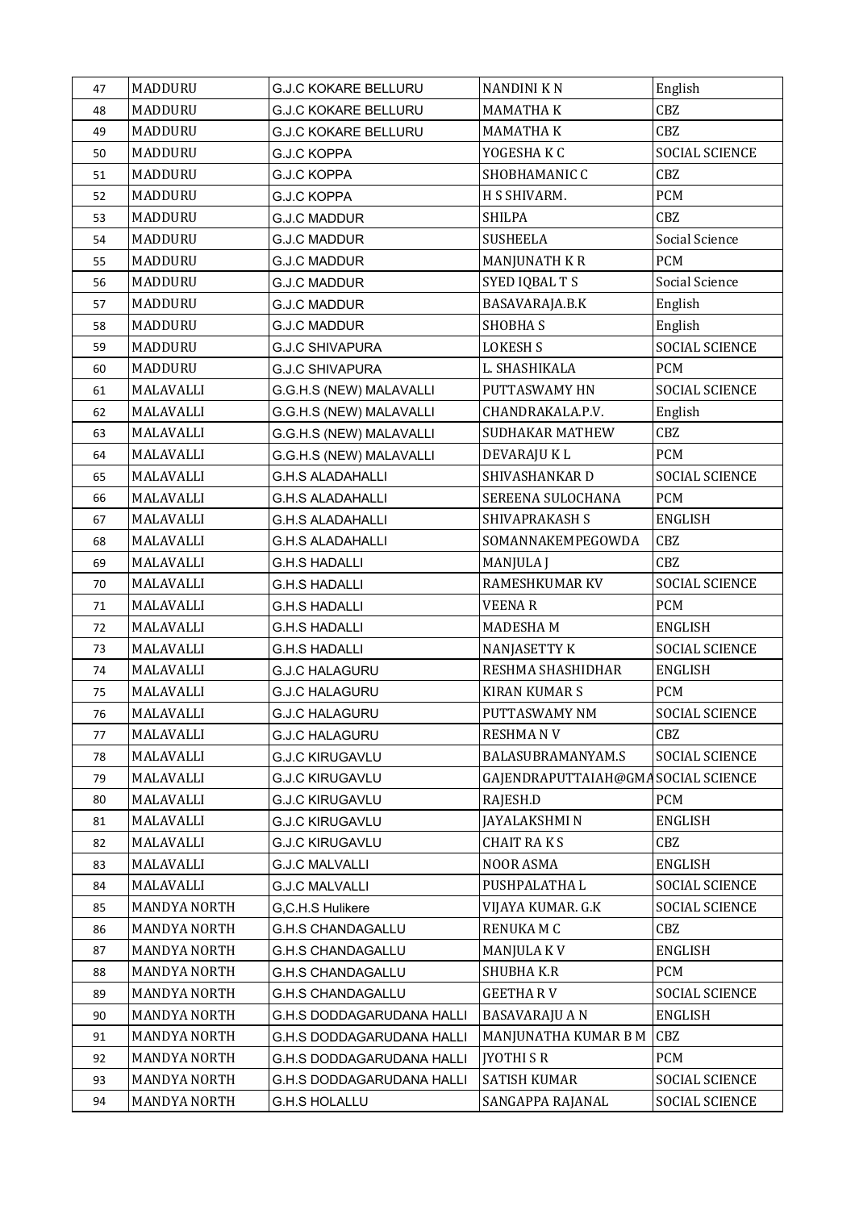| | | | | |
|---|---|---|---|---|
| 47 | MADDURU | G.J.C KOKARE BELLURU | NANDINI K N | English |
| 48 | MADDURU | G.J.C KOKARE BELLURU | MAMATHA K | CBZ |
| 49 | MADDURU | G.J.C KOKARE BELLURU | MAMATHA K | CBZ |
| 50 | MADDURU | G.J.C KOPPA | YOGESHA K C | SOCIAL SCIENCE |
| 51 | MADDURU | G.J.C KOPPA | SHOBHAMANIC C | CBZ |
| 52 | MADDURU | G.J.C KOPPA | H S SHIVARM. | PCM |
| 53 | MADDURU | G.J.C MADDUR | SHILPA | CBZ |
| 54 | MADDURU | G.J.C MADDUR | SUSHEELA | Social Science |
| 55 | MADDURU | G.J.C MADDUR | MANJUNATH K R | PCM |
| 56 | MADDURU | G.J.C MADDUR | SYED IQBAL T S | Social Science |
| 57 | MADDURU | G.J.C MADDUR | BASAVARAJA.B.K | English |
| 58 | MADDURU | G.J.C MADDUR | SHOBHA S | English |
| 59 | MADDURU | G.J.C SHIVAPURA | LOKESH S | SOCIAL SCIENCE |
| 60 | MADDURU | G.J.C SHIVAPURA | L. SHASHIKALA | PCM |
| 61 | MALAVALLI | G.G.H.S (NEW) MALAVALLI | PUTTASWAMY HN | SOCIAL SCIENCE |
| 62 | MALAVALLI | G.G.H.S (NEW) MALAVALLI | CHANDRAKALA.P.V. | English |
| 63 | MALAVALLI | G.G.H.S (NEW) MALAVALLI | SUDHAKAR MATHEW | CBZ |
| 64 | MALAVALLI | G.G.H.S (NEW) MALAVALLI | DEVARAJU K L | PCM |
| 65 | MALAVALLI | G.H.S ALADAHALLI | SHIVASHANKAR D | SOCIAL SCIENCE |
| 66 | MALAVALLI | G.H.S ALADAHALLI | SEREENA SULOCHANA | PCM |
| 67 | MALAVALLI | G.H.S ALADAHALLI | SHIVAPRAKASH S | ENGLISH |
| 68 | MALAVALLI | G.H.S ALADAHALLI | SOMANNAKEMPEGOWDA | CBZ |
| 69 | MALAVALLI | G.H.S HADALLI | MANJULA J | CBZ |
| 70 | MALAVALLI | G.H.S HADALLI | RAMESHKUMAR KV | SOCIAL SCIENCE |
| 71 | MALAVALLI | G.H.S HADALLI | VEENA R | PCM |
| 72 | MALAVALLI | G.H.S HADALLI | MADESHA M | ENGLISH |
| 73 | MALAVALLI | G.H.S HADALLI | NANJASETTY K | SOCIAL SCIENCE |
| 74 | MALAVALLI | G.J.C HALAGURU | RESHMA SHASHIDHAR | ENGLISH |
| 75 | MALAVALLI | G.J.C HALAGURU | KIRAN KUMAR S | PCM |
| 76 | MALAVALLI | G.J.C HALAGURU | PUTTASWAMY NM | SOCIAL SCIENCE |
| 77 | MALAVALLI | G.J.C HALAGURU | RESHMA N V | CBZ |
| 78 | MALAVALLI | G.J.C KIRUGAVLU | BALASUBRAMANYAM.S | SOCIAL SCIENCE |
| 79 | MALAVALLI | G.J.C KIRUGAVLU | GAJENDRAPUTTAIAH@GMA | SOCIAL SCIENCE |
| 80 | MALAVALLI | G.J.C KIRUGAVLU | RAJESH.D | PCM |
| 81 | MALAVALLI | G.J.C KIRUGAVLU | JAYALAKSHMI N | ENGLISH |
| 82 | MALAVALLI | G.J.C KIRUGAVLU | CHAIT RA K S | CBZ |
| 83 | MALAVALLI | G.J.C MALVALLI | NOOR ASMA | ENGLISH |
| 84 | MALAVALLI | G.J.C MALVALLI | PUSHPALATHA L | SOCIAL SCIENCE |
| 85 | MANDYA NORTH | G,C.H.S Hulikere | VIJAYA KUMAR. G.K | SOCIAL SCIENCE |
| 86 | MANDYA NORTH | G.H.S CHANDAGALLU | RENUKA M C | CBZ |
| 87 | MANDYA NORTH | G.H.S CHANDAGALLU | MANJULA K V | ENGLISH |
| 88 | MANDYA NORTH | G.H.S CHANDAGALLU | SHUBHA K.R | PCM |
| 89 | MANDYA NORTH | G.H.S CHANDAGALLU | GEETHA R V | SOCIAL SCIENCE |
| 90 | MANDYA NORTH | G.H.S DODDAGARUDANA HALLI | BASAVARAJU A N | ENGLISH |
| 91 | MANDYA NORTH | G.H.S DODDAGARUDANA HALLI | MANJUNATHA KUMAR B M | CBZ |
| 92 | MANDYA NORTH | G.H.S DODDAGARUDANA HALLI | JYOTHI S R | PCM |
| 93 | MANDYA NORTH | G.H.S DODDAGARUDANA HALLI | SATISH KUMAR | SOCIAL SCIENCE |
| 94 | MANDYA NORTH | G.H.S HOLALLU | SANGAPPA RAJANAL | SOCIAL SCIENCE |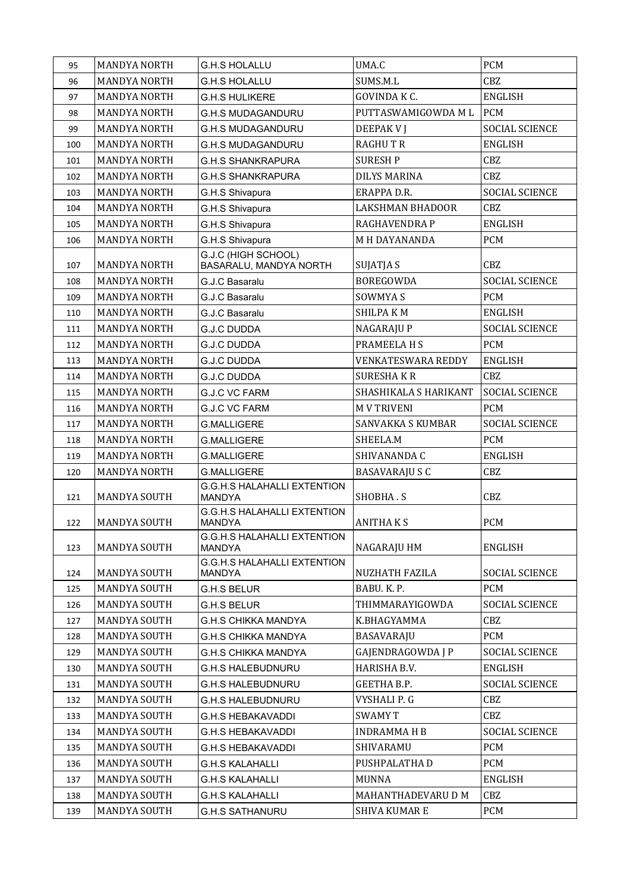| | | | | |
|---|---|---|---|---|
| 95 | MANDYA NORTH | G.H.S HOLALLU | UMA.C | PCM |
| 96 | MANDYA NORTH | G.H.S HOLALLU | SUMS.M.L | CBZ |
| 97 | MANDYA NORTH | G.H.S HULIKERE | GOVINDA K C. | ENGLISH |
| 98 | MANDYA NORTH | G.H.S MUDAGANDURU | PUTTASWAMIGOWDA M L | PCM |
| 99 | MANDYA NORTH | G.H.S MUDAGANDURU | DEEPAK V J | SOCIAL SCIENCE |
| 100 | MANDYA NORTH | G.H.S MUDAGANDURU | RAGHU T R | ENGLISH |
| 101 | MANDYA NORTH | G.H.S SHANKRAPURA | SURESH P | CBZ |
| 102 | MANDYA NORTH | G.H.S SHANKRAPURA | DILYS MARINA | CBZ |
| 103 | MANDYA NORTH | G.H.S Shivapura | ERAPPA D.R. | SOCIAL SCIENCE |
| 104 | MANDYA NORTH | G.H.S Shivapura | LAKSHMAN BHADOOR | CBZ |
| 105 | MANDYA NORTH | G.H.S Shivapura | RAGHAVENDRA P | ENGLISH |
| 106 | MANDYA NORTH | G.H.S Shivapura | M H DAYANANDA | PCM |
| 107 | MANDYA NORTH | G.J.C (HIGH SCHOOL) BASARALU, MANDYA NORTH | SUJATJA S | CBZ |
| 108 | MANDYA NORTH | G.J.C Basaralu | BOREGOWDA | SOCIAL SCIENCE |
| 109 | MANDYA NORTH | G.J.C Basaralu | SOWMYA S | PCM |
| 110 | MANDYA NORTH | G.J.C Basaralu | SHILPA K M | ENGLISH |
| 111 | MANDYA NORTH | G.J.C DUDDA | NAGARAJU P | SOCIAL SCIENCE |
| 112 | MANDYA NORTH | G.J.C DUDDA | PRAMEELA H S | PCM |
| 113 | MANDYA NORTH | G.J.C DUDDA | VENKATESWARA REDDY | ENGLISH |
| 114 | MANDYA NORTH | G.J.C DUDDA | SURESHA K R | CBZ |
| 115 | MANDYA NORTH | G.J.C VC FARM | SHASHIKALA S HARIKANT | SOCIAL SCIENCE |
| 116 | MANDYA NORTH | G.J.C VC FARM | M V TRIVENI | PCM |
| 117 | MANDYA NORTH | G.MALLIGERE | SANVAKKA S KUMBAR | SOCIAL SCIENCE |
| 118 | MANDYA NORTH | G.MALLIGERE | SHEELA.M | PCM |
| 119 | MANDYA NORTH | G.MALLIGERE | SHIVANANDA C | ENGLISH |
| 120 | MANDYA NORTH | G.MALLIGERE | BASAVARAJU S C | CBZ |
| 121 | MANDYA SOUTH | G.G.H.S HALAHALLI EXTENTION MANDYA | SHOBHA . S | CBZ |
| 122 | MANDYA SOUTH | G.G.H.S HALAHALLI EXTENTION MANDYA | ANITHA K S | PCM |
| 123 | MANDYA SOUTH | G.G.H.S HALAHALLI EXTENTION MANDYA | NAGARAJU HM | ENGLISH |
| 124 | MANDYA SOUTH | G.G.H.S HALAHALLI EXTENTION MANDYA | NUZHATH FAZILA | SOCIAL SCIENCE |
| 125 | MANDYA SOUTH | G.H.S BELUR | BABU. K. P. | PCM |
| 126 | MANDYA SOUTH | G.H.S BELUR | THIMMARAYIGOWDA | SOCIAL SCIENCE |
| 127 | MANDYA SOUTH | G.H.S CHIKKA MANDYA | K.BHAGYAMMA | CBZ |
| 128 | MANDYA SOUTH | G.H.S CHIKKA MANDYA | BASAVARAJU | PCM |
| 129 | MANDYA SOUTH | G.H.S CHIKKA MANDYA | GAJENDRAGOWDA J P | SOCIAL SCIENCE |
| 130 | MANDYA SOUTH | G.H.S HALEBUDNURU | HARISHA B.V. | ENGLISH |
| 131 | MANDYA SOUTH | G.H.S HALEBUDNURU | GEETHA B.P. | SOCIAL SCIENCE |
| 132 | MANDYA SOUTH | G.H.S HALEBUDNURU | VYSHALI P. G | CBZ |
| 133 | MANDYA SOUTH | G.H.S HEBAKAVADDI | SWAMY T | CBZ |
| 134 | MANDYA SOUTH | G.H.S HEBAKAVADDI | INDRAMMA H B | SOCIAL SCIENCE |
| 135 | MANDYA SOUTH | G.H.S HEBAKAVADDI | SHIVARAMU | PCM |
| 136 | MANDYA SOUTH | G.H.S KALAHALLI | PUSHPALATHA D | PCM |
| 137 | MANDYA SOUTH | G.H.S KALAHALLI | MUNNA | ENGLISH |
| 138 | MANDYA SOUTH | G.H.S KALAHALLI | MAHANTHADEVARU D M | CBZ |
| 139 | MANDYA SOUTH | G.H.S SATHANURU | SHIVA KUMAR E | PCM |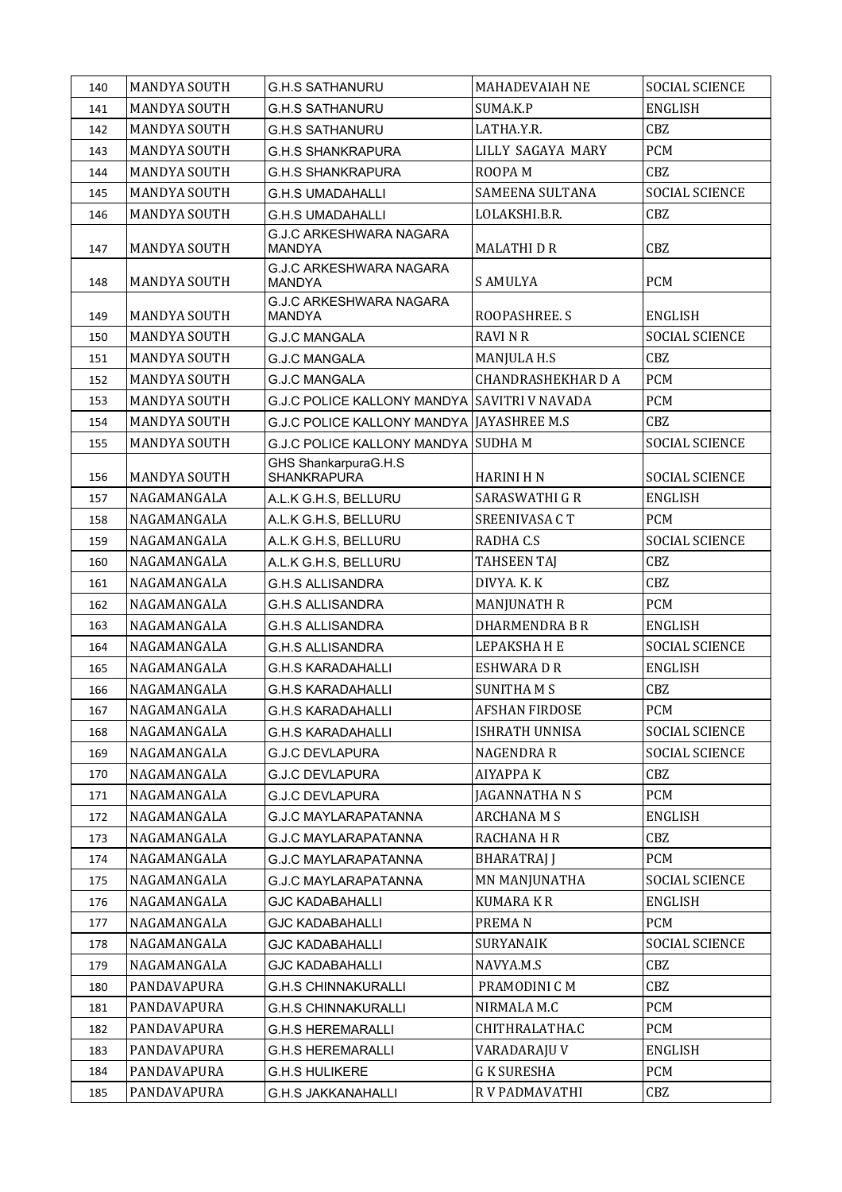| | | | | |
|---|---|---|---|---|
| 140 | MANDYA SOUTH | G.H.S SATHANURU | MAHADEVAIAH NE | SOCIAL SCIENCE |
| 141 | MANDYA SOUTH | G.H.S SATHANURU | SUMA.K.P | ENGLISH |
| 142 | MANDYA SOUTH | G.H.S SATHANURU | LATHA.Y.R. | CBZ |
| 143 | MANDYA SOUTH | G.H.S SHANKRAPURA | LILLY SAGAYA MARY | PCM |
| 144 | MANDYA SOUTH | G.H.S SHANKRAPURA | ROOPA M | CBZ |
| 145 | MANDYA SOUTH | G.H.S UMADAHALLI | SAMEENA SULTANA | SOCIAL SCIENCE |
| 146 | MANDYA SOUTH | G.H.S UMADAHALLI | LOLAKSHI.B.R. | CBZ |
| 147 | MANDYA SOUTH | G.J.C ARKESHWARA NAGARA MANDYA | MALATHI D R | CBZ |
| 148 | MANDYA SOUTH | G.J.C ARKESHWARA NAGARA MANDYA | S AMULYA | PCM |
| 149 | MANDYA SOUTH | G.J.C ARKESHWARA NAGARA MANDYA | ROOPASHREE. S | ENGLISH |
| 150 | MANDYA SOUTH | G.J.C MANGALA | RAVI N R | SOCIAL SCIENCE |
| 151 | MANDYA SOUTH | G.J.C MANGALA | MANJULA H.S | CBZ |
| 152 | MANDYA SOUTH | G.J.C MANGALA | CHANDRASHEKHAR D A | PCM |
| 153 | MANDYA SOUTH | G.J.C POLICE KALLONY MANDYA | SAVITRI V NAVADA | PCM |
| 154 | MANDYA SOUTH | G.J.C POLICE KALLONY MANDYA | JAYASHREE M.S | CBZ |
| 155 | MANDYA SOUTH | G.J.C POLICE KALLONY MANDYA | SUDHA M | SOCIAL SCIENCE |
| 156 | MANDYA SOUTH | GHS ShankarpuraG.H.S SHANKRAPURA | HARINI H N | SOCIAL SCIENCE |
| 157 | NAGAMANGALA | A.L.K G.H.S, BELLURU | SARASWATHI G R | ENGLISH |
| 158 | NAGAMANGALA | A.L.K G.H.S, BELLURU | SREENIVASA C T | PCM |
| 159 | NAGAMANGALA | A.L.K G.H.S, BELLURU | RADHA C.S | SOCIAL SCIENCE |
| 160 | NAGAMANGALA | A.L.K G.H.S, BELLURU | TAHSEEN TAJ | CBZ |
| 161 | NAGAMANGALA | G.H.S ALLISANDRA | DIVYA. K. K | CBZ |
| 162 | NAGAMANGALA | G.H.S ALLISANDRA | MANJUNATH R | PCM |
| 163 | NAGAMANGALA | G.H.S ALLISANDRA | DHARMENDRA B R | ENGLISH |
| 164 | NAGAMANGALA | G.H.S ALLISANDRA | LEPAKSHA H E | SOCIAL SCIENCE |
| 165 | NAGAMANGALA | G.H.S KARADAHALLI | ESHWARA D R | ENGLISH |
| 166 | NAGAMANGALA | G.H.S KARADAHALLI | SUNITHA M S | CBZ |
| 167 | NAGAMANGALA | G.H.S KARADAHALLI | AFSHAN FIRDOSE | PCM |
| 168 | NAGAMANGALA | G.H.S KARADAHALLI | ISHRATH UNNISA | SOCIAL SCIENCE |
| 169 | NAGAMANGALA | G.J.C DEVLAPURA | NAGENDRA R | SOCIAL SCIENCE |
| 170 | NAGAMANGALA | G.J.C DEVLAPURA | AIYAPPA K | CBZ |
| 171 | NAGAMANGALA | G.J.C DEVLAPURA | JAGANNATHA N S | PCM |
| 172 | NAGAMANGALA | G.J.C MAYLARAPATANNA | ARCHANA M S | ENGLISH |
| 173 | NAGAMANGALA | G.J.C MAYLARAPATANNA | RACHANA H R | CBZ |
| 174 | NAGAMANGALA | G.J.C MAYLARAPATANNA | BHARATRAJ J | PCM |
| 175 | NAGAMANGALA | G.J.C MAYLARAPATANNA | MN MANJUNATHA | SOCIAL SCIENCE |
| 176 | NAGAMANGALA | GJC KADABAHALLI | KUMARA K R | ENGLISH |
| 177 | NAGAMANGALA | GJC KADABAHALLI | PREMA N | PCM |
| 178 | NAGAMANGALA | GJC KADABAHALLI | SURYANAIK | SOCIAL SCIENCE |
| 179 | NAGAMANGALA | GJC KADABAHALLI | NAVYA.M.S | CBZ |
| 180 | PANDAVAPURA | G.H.S CHINNAKURALLI | PRAMODINI C M | CBZ |
| 181 | PANDAVAPURA | G.H.S CHINNAKURALLI | NIRMALA M.C | PCM |
| 182 | PANDAVAPURA | G.H.S HEREMARALLI | CHITHRALATHA.C | PCM |
| 183 | PANDAVAPURA | G.H.S HEREMARALLI | VARADARAJU V | ENGLISH |
| 184 | PANDAVAPURA | G.H.S HULIKERE | G K SURESHA | PCM |
| 185 | PANDAVAPURA | G.H.S JAKKANAHALLI | R V PADMAVATHI | CBZ |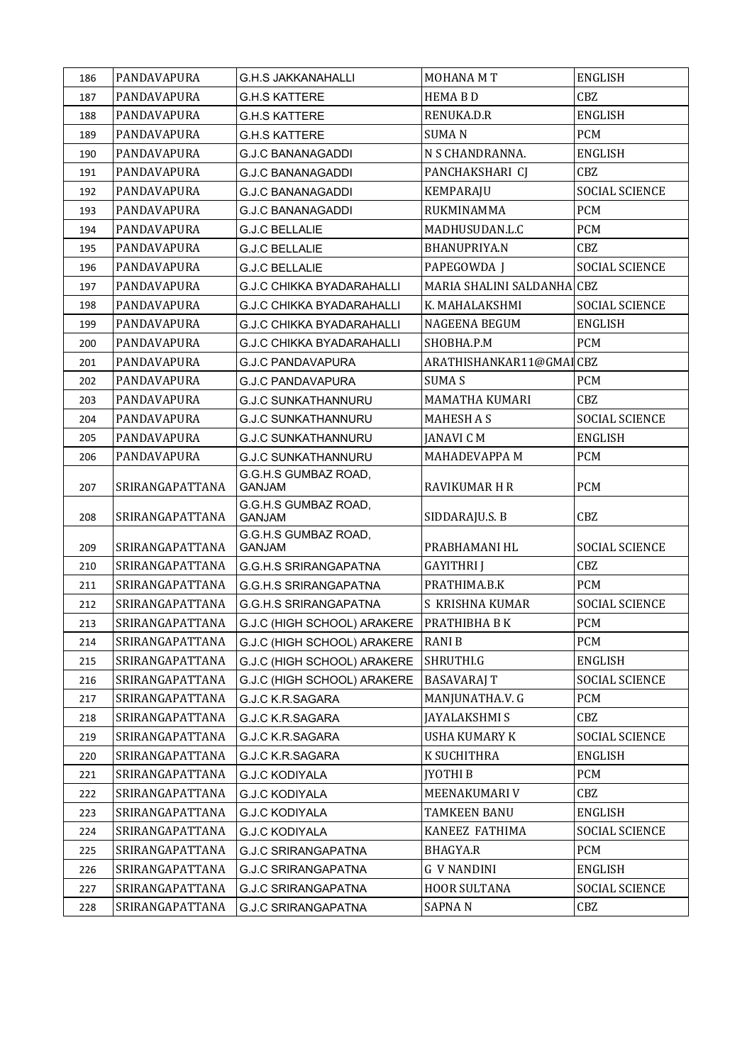| | | | | |
|---|---|---|---|---|
| 186 | PANDAVAPURA | G.H.S JAKKANAHALLI | MOHANA M T | ENGLISH |
| 187 | PANDAVAPURA | G.H.S KATTERE | HEMA B D | CBZ |
| 188 | PANDAVAPURA | G.H.S KATTERE | RENUKA.D.R | ENGLISH |
| 189 | PANDAVAPURA | G.H.S KATTERE | SUMA N | PCM |
| 190 | PANDAVAPURA | G.J.C BANANAGADDI | N S CHANDRANNA. | ENGLISH |
| 191 | PANDAVAPURA | G.J.C BANANAGADDI | PANCHAKSHARI CJ | CBZ |
| 192 | PANDAVAPURA | G.J.C BANANAGADDI | KEMPARAJU | SOCIAL SCIENCE |
| 193 | PANDAVAPURA | G.J.C BANANAGADDI | RUKMINAMMA | PCM |
| 194 | PANDAVAPURA | G.J.C BELLALIE | MADHUSUDAN.L.C | PCM |
| 195 | PANDAVAPURA | G.J.C BELLALIE | BHANUPRIYA.N | CBZ |
| 196 | PANDAVAPURA | G.J.C BELLALIE | PAPEGOWDA J | SOCIAL SCIENCE |
| 197 | PANDAVAPURA | G.J.C CHIKKA BYADARAHALLI | MARIA SHALINI SALDANHA | CBZ |
| 198 | PANDAVAPURA | G.J.C CHIKKA BYADARAHALLI | K. MAHALAKSHMI | SOCIAL SCIENCE |
| 199 | PANDAVAPURA | G.J.C CHIKKA BYADARAHALLI | NAGEENA BEGUM | ENGLISH |
| 200 | PANDAVAPURA | G.J.C CHIKKA BYADARAHALLI | SHOBHA.P.M | PCM |
| 201 | PANDAVAPURA | G.J.C PANDAVAPURA | ARATHISHANKAR11@GMAI | CBZ |
| 202 | PANDAVAPURA | G.J.C PANDAVAPURA | SUMA S | PCM |
| 203 | PANDAVAPURA | G.J.C SUNKATHANNURU | MAMATHA KUMARI | CBZ |
| 204 | PANDAVAPURA | G.J.C SUNKATHANNURU | MAHESH A S | SOCIAL SCIENCE |
| 205 | PANDAVAPURA | G.J.C SUNKATHANNURU | JANAVI C M | ENGLISH |
| 206 | PANDAVAPURA | G.J.C SUNKATHANNURU | MAHADEVAPPA M | PCM |
| 207 | SRIRANGAPATTANA | G.G.H.S GUMBAZ ROAD, GANJAM | RAVIKUMAR H R | PCM |
| 208 | SRIRANGAPATTANA | G.G.H.S GUMBAZ ROAD, GANJAM | SIDDARAJU.S. B | CBZ |
| 209 | SRIRANGAPATTANA | G.G.H.S GUMBAZ ROAD, GANJAM | PRABHAMANI HL | SOCIAL SCIENCE |
| 210 | SRIRANGAPATTANA | G.G.H.S SRIRANGAPATNA | GAYITHRI J | CBZ |
| 211 | SRIRANGAPATTANA | G.G.H.S SRIRANGAPATNA | PRATHIMA.B.K | PCM |
| 212 | SRIRANGAPATTANA | G.G.H.S SRIRANGAPATNA | S KRISHNA KUMAR | SOCIAL SCIENCE |
| 213 | SRIRANGAPATTANA | G.J.C (HIGH SCHOOL) ARAKERE | PRATHIBHA B K | PCM |
| 214 | SRIRANGAPATTANA | G.J.C (HIGH SCHOOL) ARAKERE | RANI B | PCM |
| 215 | SRIRANGAPATTANA | G.J.C (HIGH SCHOOL) ARAKERE | SHRUTHI.G | ENGLISH |
| 216 | SRIRANGAPATTANA | G.J.C (HIGH SCHOOL) ARAKERE | BASAVARAJ T | SOCIAL SCIENCE |
| 217 | SRIRANGAPATTANA | G.J.C K.R.SAGARA | MANJUNATHA.V. G | PCM |
| 218 | SRIRANGAPATTANA | G.J.C K.R.SAGARA | JAYALAKSHMI S | CBZ |
| 219 | SRIRANGAPATTANA | G.J.C K.R.SAGARA | USHA KUMARY K | SOCIAL SCIENCE |
| 220 | SRIRANGAPATTANA | G.J.C K.R.SAGARA | K SUCHITHRA | ENGLISH |
| 221 | SRIRANGAPATTANA | G.J.C KODIYALA | JYOTHI B | PCM |
| 222 | SRIRANGAPATTANA | G.J.C KODIYALA | MEENAKUMARI V | CBZ |
| 223 | SRIRANGAPATTANA | G.J.C KODIYALA | TAMKEEN BANU | ENGLISH |
| 224 | SRIRANGAPATTANA | G.J.C KODIYALA | KANEEZ FATHIMA | SOCIAL SCIENCE |
| 225 | SRIRANGAPATTANA | G.J.C SRIRANGAPATNA | BHAGYA.R | PCM |
| 226 | SRIRANGAPATTANA | G.J.C SRIRANGAPATNA | G V NANDINI | ENGLISH |
| 227 | SRIRANGAPATTANA | G.J.C SRIRANGAPATNA | HOOR SULTANA | SOCIAL SCIENCE |
| 228 | SRIRANGAPATTANA | G.J.C SRIRANGAPATNA | SAPNA N | CBZ |